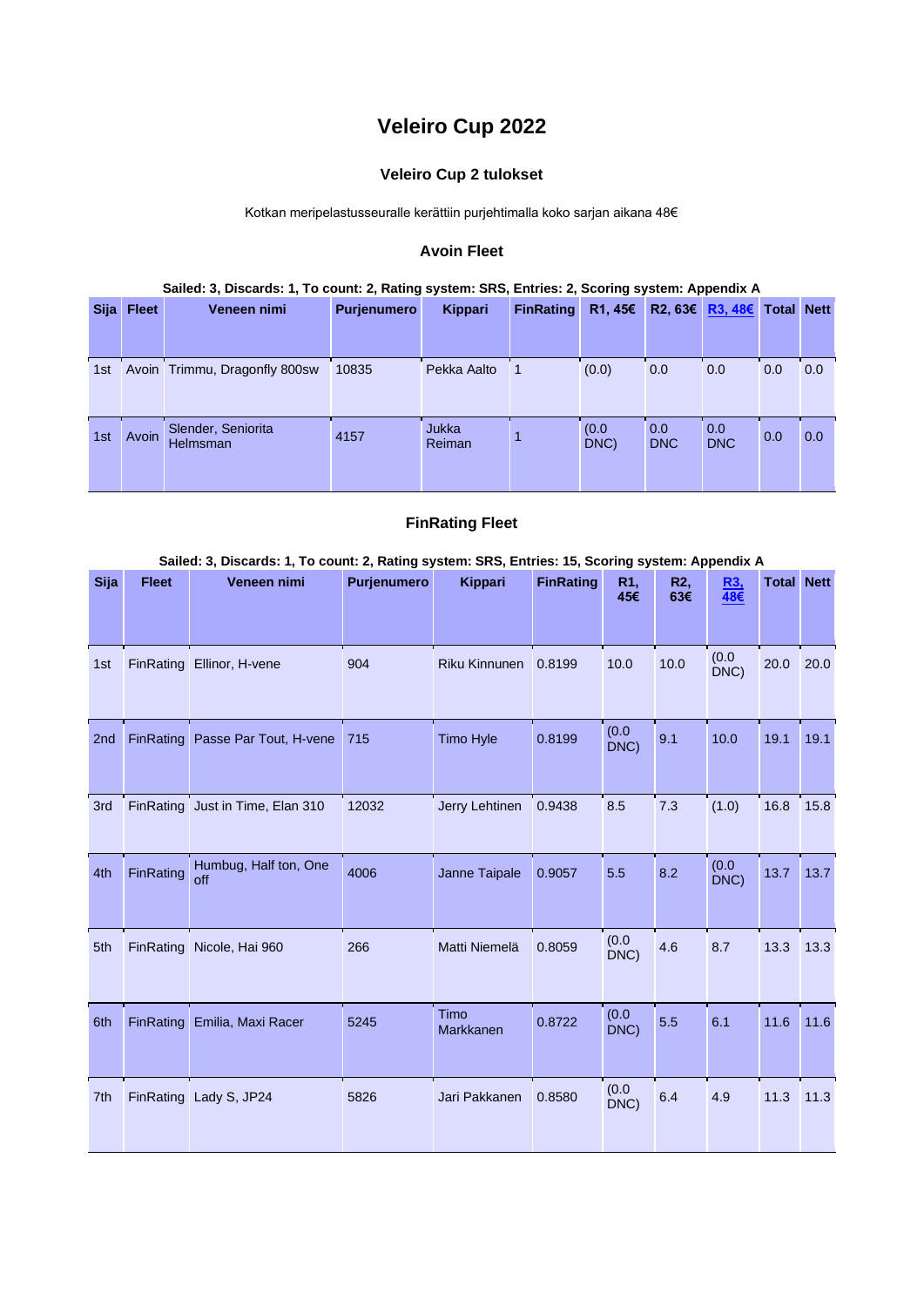# Veleiro Cup 2022

### Veleiro Cup 2 tulokset

Kotkan meripelastusseuralle kerättiin purjehtimalla koko sarjan aikana 48€

### Avoin Fleet

**Sailed: 3, Discards: 1, To count: 2, Rating system: SRS, Entries: 2, Scoring system: Appendix A**

| Sija | Fleet | Veneen nimi | Purjenumero | Kippari | FinRating | R1, 45€ | R2, 63€ | R3, 48€ | Total | Nett |
|---|---|---|---|---|---|---|---|---|---|---|
| 1st | Avoin | Trimmu, Dragonfly 800sw | 10835 | Pekka Aalto | 1 | (0.0) | 0.0 | 0.0 | 0.0 | 0.0 |
| 1st | Avoin | Slender, Seniorita Helmsman | 4157 | Jukka Reiman | 1 | (0.0 DNC) | 0.0 DNC | 0.0 DNC | 0.0 | 0.0 |

### FinRating Fleet

**Sailed: 3, Discards: 1, To count: 2, Rating system: SRS, Entries: 15, Scoring system: Appendix A**

| Sija | Fleet | Veneen nimi | Purjenumero | Kippari | FinRating | R1, 45€ | R2, 63€ | R3, 48€ | Total | Nett |
|---|---|---|---|---|---|---|---|---|---|---|
| 1st | FinRating | Ellinor, H-vene | 904 | Riku Kinnunen | 0.8199 | 10.0 | 10.0 | (0.0 DNC) | 20.0 | 20.0 |
| 2nd | FinRating | Passe Par Tout, H-vene | 715 | Timo Hyle | 0.8199 | (0.0 DNC) | 9.1 | 10.0 | 19.1 | 19.1 |
| 3rd | FinRating | Just in Time, Elan 310 | 12032 | Jerry Lehtinen | 0.9438 | 8.5 | 7.3 | (1.0) | 16.8 | 15.8 |
| 4th | FinRating | Humbug, Half ton, One off | 4006 | Janne Taipale | 0.9057 | 5.5 | 8.2 | (0.0 DNC) | 13.7 | 13.7 |
| 5th | FinRating | Nicole, Hai 960 | 266 | Matti Niemelä | 0.8059 | (0.0 DNC) | 4.6 | 8.7 | 13.3 | 13.3 |
| 6th | FinRating | Emilia, Maxi Racer | 5245 | Timo Markkanen | 0.8722 | (0.0 DNC) | 5.5 | 6.1 | 11.6 | 11.6 |
| 7th | FinRating | Lady S, JP24 | 5826 | Jari Pakkanen | 0.8580 | (0.0 DNC) | 6.4 | 4.9 | 11.3 | 11.3 |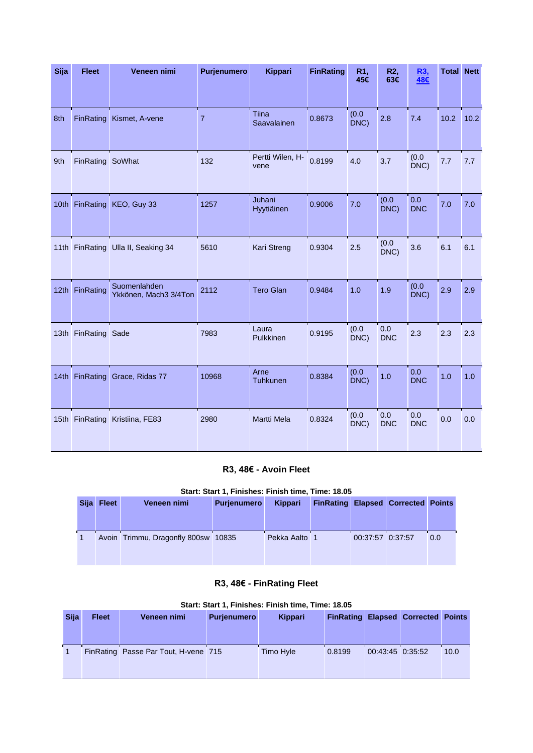| Sija | Fleet | Veneen nimi | Purjenumero | Kippari | FinRating | R1, 45€ | R2, 63€ | R3, 48€ | Total | Nett |
|---|---|---|---|---|---|---|---|---|---|---|
| 8th | FinRating | Kismet, A-vene | 7 | Tiina Saavalainen | 0.8673 | (0.0 DNC) | 2.8 | 7.4 | 10.2 | 10.2 |
| 9th | FinRating | SoWhat | 132 | Pertti Wilen, H-vene | 0.8199 | 4.0 | 3.7 | (0.0 DNC) | 7.7 | 7.7 |
| 10th | FinRating | KEO, Guy 33 | 1257 | Juhani Hyytiäinen | 0.9006 | 7.0 | (0.0 DNC) | 0.0 DNC | 7.0 | 7.0 |
| 11th | FinRating | Ulla II, Seaking 34 | 5610 | Kari Streng | 0.9304 | 2.5 | (0.0 DNC) | 3.6 | 6.1 | 6.1 |
| 12th | FinRating | Suomenlahden Ykkönen, Mach3 3/4Ton | 2112 | Tero Glan | 0.9484 | 1.0 | 1.9 | (0.0 DNC) | 2.9 | 2.9 |
| 13th | FinRating | Sade | 7983 | Laura Pulkkinen | 0.9195 | (0.0 DNC) | 0.0 DNC | 2.3 | 2.3 | 2.3 |
| 14th | FinRating | Grace, Ridas 77 | 10968 | Arne Tuhkunen | 0.8384 | (0.0 DNC) | 1.0 | 0.0 DNC | 1.0 | 1.0 |
| 15th | FinRating | Kristiina, FE83 | 2980 | Martti Mela | 0.8324 | (0.0 DNC) | 0.0 DNC | 0.0 DNC | 0.0 | 0.0 |

### R3, 48€ - Avoin Fleet

**Start: Start 1, Finishes: Finish time, Time: 18.05**

| Sija | Fleet | Veneen nimi | Purjenumero | Kippari | FinRating | Elapsed | Corrected | Points |
|---|---|---|---|---|---|---|---|---|
| 1 | Avoin | Trimmu, Dragonfly 800sw | 10835 | Pekka Aalto | 1 | 00:37:57 | 0:37:57 | 0.0 |

### R3, 48€ - FinRating Fleet

**Start: Start 1, Finishes: Finish time, Time: 18.05**

| Sija | Fleet | Veneen nimi | Purjenumero | Kippari | FinRating | Elapsed | Corrected | Points |
|---|---|---|---|---|---|---|---|---|
| 1 | FinRating | Passe Par Tout, H-vene | 715 | Timo Hyle | 0.8199 | 00:43:45 | 0:35:52 | 10.0 |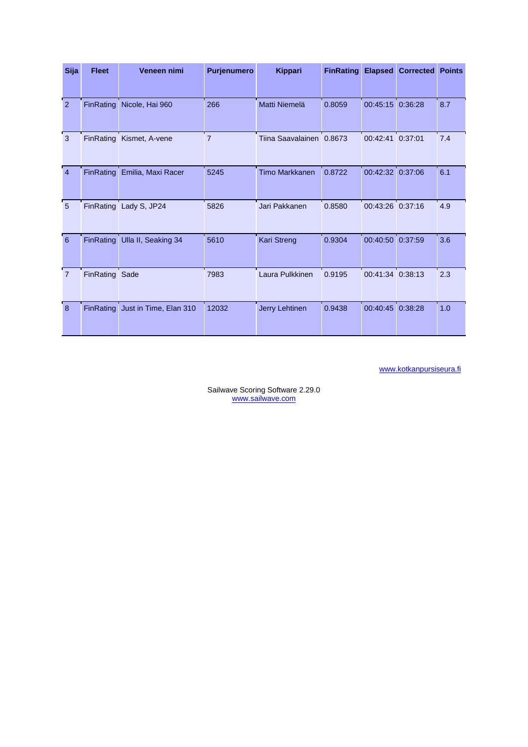| Sija | Fleet | Veneen nimi | Purjenumero | Kippari | FinRating | Elapsed | Corrected | Points |
|---|---|---|---|---|---|---|---|---|
| 2 | FinRating | Nicole, Hai 960 | 266 | Matti Niemelä | 0.8059 | 00:45:15 | 0:36:28 | 8.7 |
| 3 | FinRating | Kismet, A-vene | 7 | Tiina Saavalainen | 0.8673 | 00:42:41 | 0:37:01 | 7.4 |
| 4 | FinRating | Emilia, Maxi Racer | 5245 | Timo Markkanen | 0.8722 | 00:42:32 | 0:37:06 | 6.1 |
| 5 | FinRating | Lady S, JP24 | 5826 | Jari Pakkanen | 0.8580 | 00:43:26 | 0:37:16 | 4.9 |
| 6 | FinRating | Ulla II, Seaking 34 | 5610 | Kari Streng | 0.9304 | 00:40:50 | 0:37:59 | 3.6 |
| 7 | FinRating | Sade | 7983 | Laura Pulkkinen | 0.9195 | 00:41:34 | 0:38:13 | 2.3 |
| 8 | FinRating | Just in Time, Elan 310 | 12032 | Jerry Lehtinen | 0.9438 | 00:40:45 | 0:38:28 | 1.0 |

www.kotkanpursiseura.fi

Sailwave Scoring Software 2.29.0
www.sailwave.com